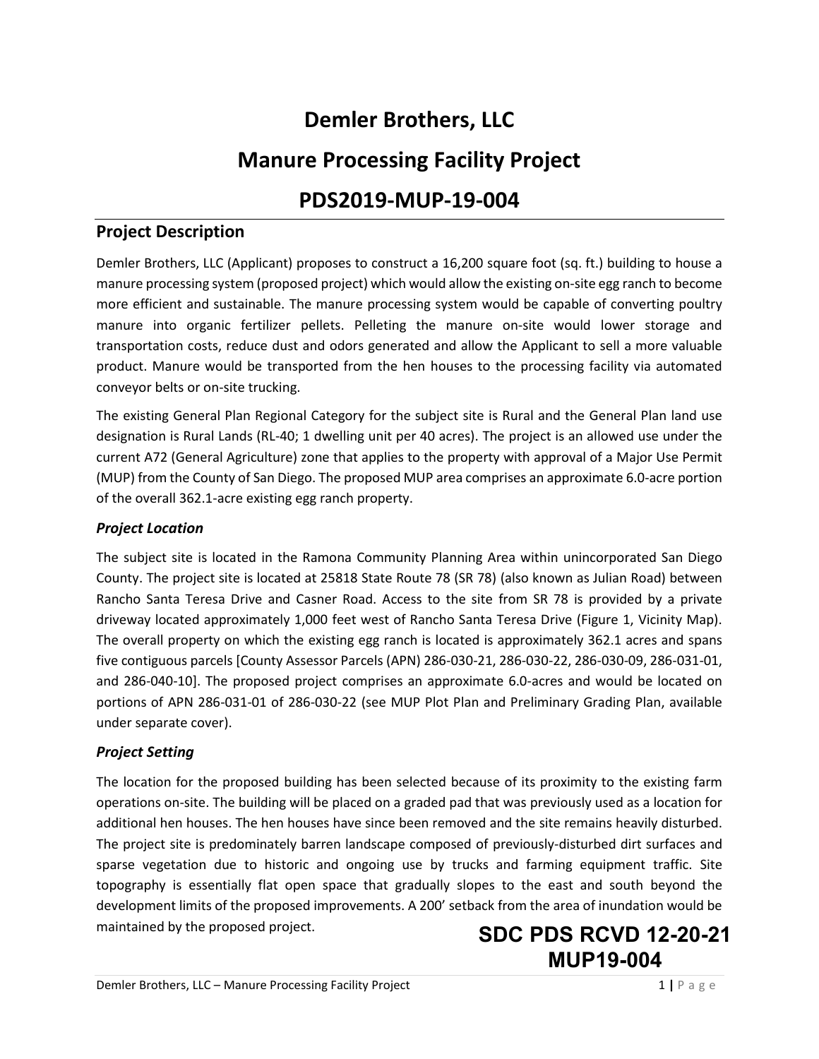# Demler Brothers, LLC

# Manure Processing Facility Project

# PDS2019-MUP-19-004

## Project Description

Demler Brothers, LLC (Applicant) proposes to construct a 16,200 square foot (sq. ft.) building to house a manure processing system (proposed project) which would allow the existing on-site egg ranch to become more efficient and sustainable. The manure processing system would be capable of converting poultry manure into organic fertilizer pellets. Pelleting the manure on-site would lower storage and transportation costs, reduce dust and odors generated and allow the Applicant to sell a more valuable product. Manure would be transported from the hen houses to the processing facility via automated conveyor belts or on-site trucking.

The existing General Plan Regional Category for the subject site is Rural and the General Plan land use designation is Rural Lands (RL-40; 1 dwelling unit per 40 acres). The project is an allowed use under the current A72 (General Agriculture) zone that applies to the property with approval of a Major Use Permit (MUP) from the County of San Diego. The proposed MUP area comprises an approximate 6.0-acre portion of the overall 362.1-acre existing egg ranch property.

### *Project Location*

The subject site is located in the Ramona Community Planning Area within unincorporated San Diego County. The project site is located at 25818 State Route 78 (SR 78) (also known as Julian Road) between Rancho Santa Teresa Drive and Casner Road. Access to the site from SR 78 is provided by a private driveway located approximately 1,000 feet west of Rancho Santa Teresa Drive (Figure 1, Vicinity Map). The overall property on which the existing egg ranch is located is approximately 362.1 acres and spans five contiguous parcels [County Assessor Parcels (APN) 286-030-21, 286-030-22, 286-030-09, 286-031-01, and 286-040-10]. The proposed project comprises an approximate 6.0-acres and would be located on portions of APN 286-031-01 of 286-030-22 (see MUP Plot Plan and Preliminary Grading Plan, available under separate cover).

### *Project Setting*

The location for the proposed building has been selected because of its proximity to the existing farm operations on-site. The building will be placed on a graded pad that was previously used as a location for additional hen houses. The hen houses have since been removed and the site remains heavily disturbed. The project site is predominately barren landscape composed of previously-disturbed dirt surfaces and sparse vegetation due to historic and ongoing use by trucks and farming equipment traffic. Site topography is essentially flat open space that gradually slopes to the east and south beyond the development limits of the proposed improvements. A 200' setback from the area of inundation would be maintained by the proposed project.

**SDC PDS RCVD 12-20-21**
**MUP19-004**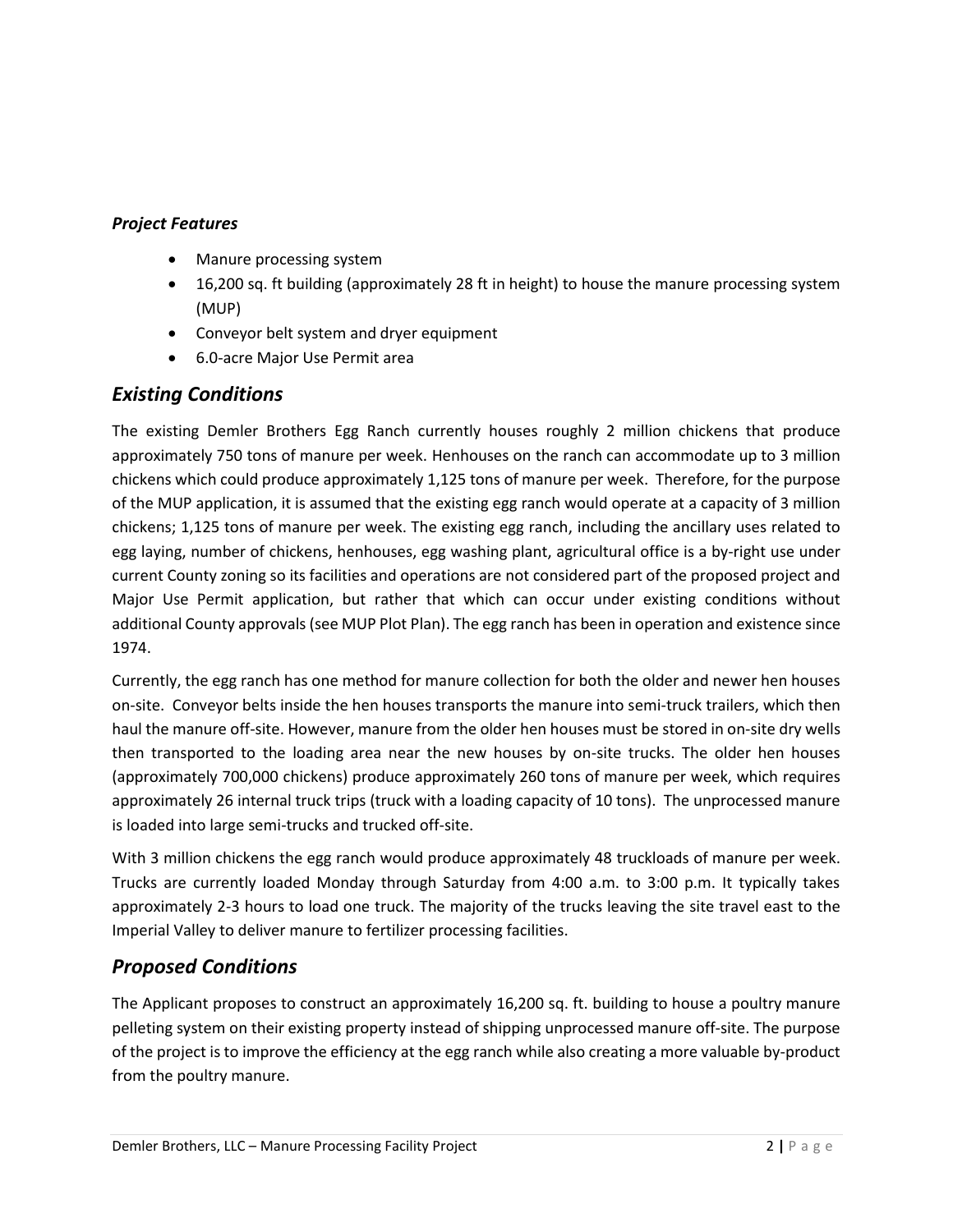*Project Features*

- Manure processing system
- 16,200 sq. ft building (approximately 28 ft in height) to house the manure processing system (MUP)
- Conveyor belt system and dryer equipment
- 6.0-acre Major Use Permit area

## *Existing Conditions*

The existing Demler Brothers Egg Ranch currently houses roughly 2 million chickens that produce approximately 750 tons of manure per week. Henhouses on the ranch can accommodate up to 3 million chickens which could produce approximately 1,125 tons of manure per week. Therefore, for the purpose of the MUP application, it is assumed that the existing egg ranch would operate at a capacity of 3 million chickens; 1,125 tons of manure per week. The existing egg ranch, including the ancillary uses related to egg laying, number of chickens, henhouses, egg washing plant, agricultural office is a by-right use under current County zoning so its facilities and operations are not considered part of the proposed project and Major Use Permit application, but rather that which can occur under existing conditions without additional County approvals (see MUP Plot Plan). The egg ranch has been in operation and existence since 1974.

Currently, the egg ranch has one method for manure collection for both the older and newer hen houses on-site. Conveyor belts inside the hen houses transports the manure into semi-truck trailers, which then haul the manure off-site. However, manure from the older hen houses must be stored in on-site dry wells then transported to the loading area near the new houses by on-site trucks. The older hen houses (approximately 700,000 chickens) produce approximately 260 tons of manure per week, which requires approximately 26 internal truck trips (truck with a loading capacity of 10 tons). The unprocessed manure is loaded into large semi-trucks and trucked off-site.

With 3 million chickens the egg ranch would produce approximately 48 truckloads of manure per week. Trucks are currently loaded Monday through Saturday from 4:00 a.m. to 3:00 p.m. It typically takes approximately 2-3 hours to load one truck. The majority of the trucks leaving the site travel east to the Imperial Valley to deliver manure to fertilizer processing facilities.

## *Proposed Conditions*

The Applicant proposes to construct an approximately 16,200 sq. ft. building to house a poultry manure pelleting system on their existing property instead of shipping unprocessed manure off-site. The purpose of the project is to improve the efficiency at the egg ranch while also creating a more valuable by-product from the poultry manure.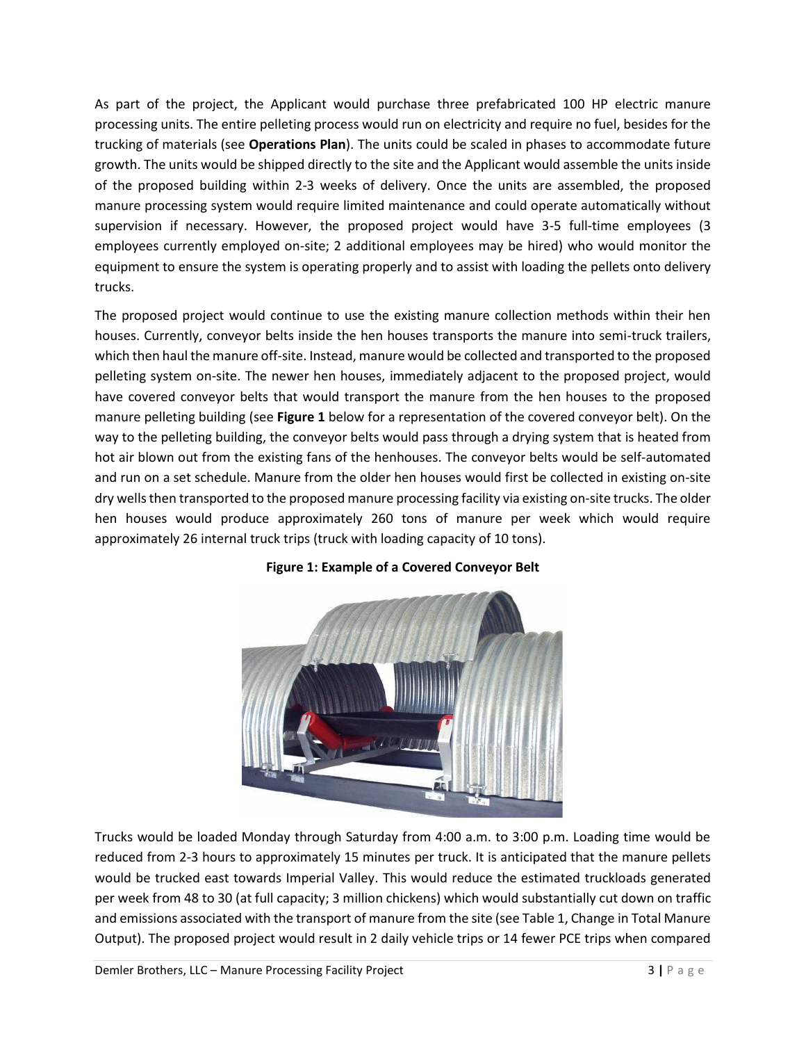As part of the project, the Applicant would purchase three prefabricated 100 HP electric manure processing units. The entire pelleting process would run on electricity and require no fuel, besides for the trucking of materials (see **Operations Plan**). The units could be scaled in phases to accommodate future growth. The units would be shipped directly to the site and the Applicant would assemble the units inside of the proposed building within 2-3 weeks of delivery. Once the units are assembled, the proposed manure processing system would require limited maintenance and could operate automatically without supervision if necessary. However, the proposed project would have 3-5 full-time employees (3 employees currently employed on-site; 2 additional employees may be hired) who would monitor the equipment to ensure the system is operating properly and to assist with loading the pellets onto delivery trucks.

The proposed project would continue to use the existing manure collection methods within their hen houses. Currently, conveyor belts inside the hen houses transports the manure into semi-truck trailers, which then haul the manure off-site. Instead, manure would be collected and transported to the proposed pelleting system on-site. The newer hen houses, immediately adjacent to the proposed project, would have covered conveyor belts that would transport the manure from the hen houses to the proposed manure pelleting building (see **Figure 1** below for a representation of the covered conveyor belt). On the way to the pelleting building, the conveyor belts would pass through a drying system that is heated from hot air blown out from the existing fans of the henhouses. The conveyor belts would be self-automated and run on a set schedule. Manure from the older hen houses would first be collected in existing on-site dry wells then transported to the proposed manure processing facility via existing on-site trucks. The older hen houses would produce approximately 260 tons of manure per week which would require approximately 26 internal truck trips (truck with loading capacity of 10 tons).

**Figure 1: Example of a Covered Conveyor Belt**

Trucks would be loaded Monday through Saturday from 4:00 a.m. to 3:00 p.m. Loading time would be reduced from 2-3 hours to approximately 15 minutes per truck. It is anticipated that the manure pellets would be trucked east towards Imperial Valley. This would reduce the estimated truckloads generated per week from 48 to 30 (at full capacity; 3 million chickens) which would substantially cut down on traffic and emissions associated with the transport of manure from the site (see Table 1, Change in Total Manure Output). The proposed project would result in 2 daily vehicle trips or 14 fewer PCE trips when compared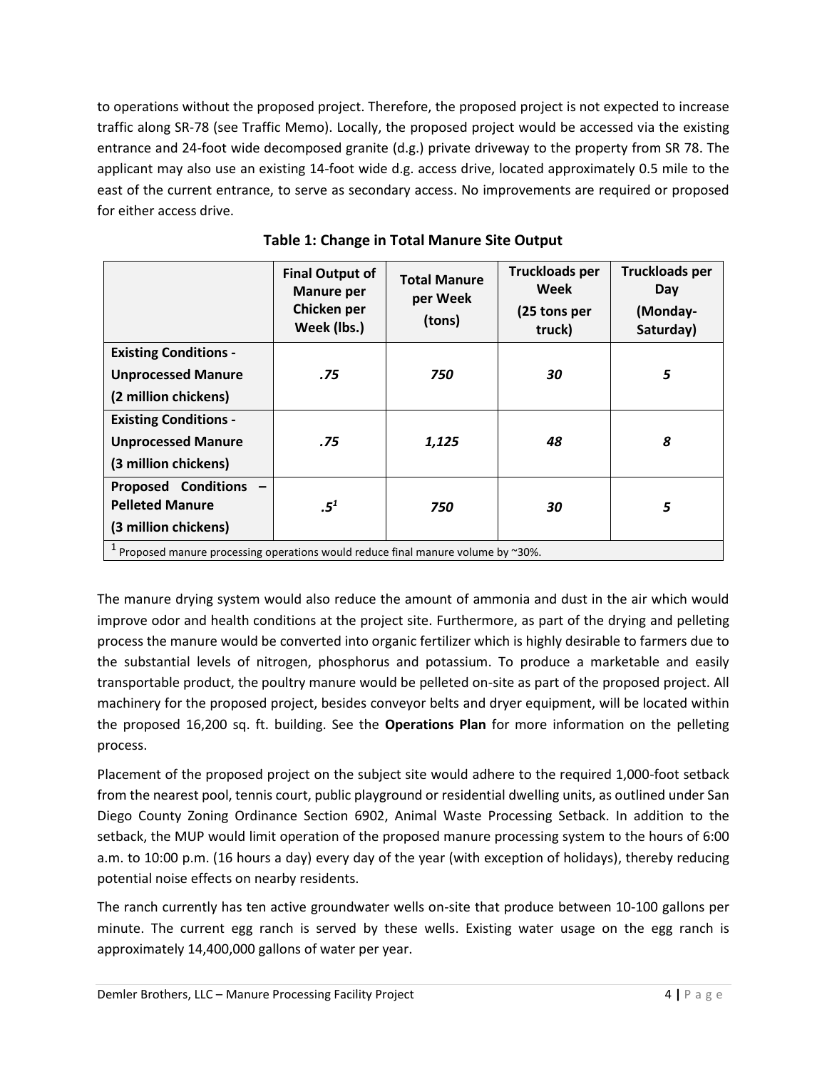to operations without the proposed project. Therefore, the proposed project is not expected to increase traffic along SR-78 (see Traffic Memo). Locally, the proposed project would be accessed via the existing entrance and 24-foot wide decomposed granite (d.g.) private driveway to the property from SR 78. The applicant may also use an existing 14-foot wide d.g. access drive, located approximately 0.5 mile to the east of the current entrance, to serve as secondary access. No improvements are required or proposed for either access drive.

**Table 1: Change in Total Manure Site Output**

| | Final Output of Manure per Chicken per Week (lbs.) | Total Manure per Week (tons) | Truckloads per Week (25 tons per truck) | Truckloads per Day (Monday-Saturday) |
|---|---|---|---|---|
| **Existing Conditions - Unprocessed Manure (2 million chickens)** | ***.75*** | ***750*** | ***30*** | ***5*** |
| **Existing Conditions - Unprocessed Manure (3 million chickens)** | ***.75*** | ***1,125*** | ***48*** | ***8*** |
| **Proposed Conditions – Pelleted Manure (3 million chickens)** | ***.5***[1] | ***750*** | ***30*** | ***5*** |

[1] Proposed manure processing operations would reduce final manure volume by ~30%.

The manure drying system would also reduce the amount of ammonia and dust in the air which would improve odor and health conditions at the project site. Furthermore, as part of the drying and pelleting process the manure would be converted into organic fertilizer which is highly desirable to farmers due to the substantial levels of nitrogen, phosphorus and potassium. To produce a marketable and easily transportable product, the poultry manure would be pelleted on-site as part of the proposed project. All machinery for the proposed project, besides conveyor belts and dryer equipment, will be located within the proposed 16,200 sq. ft. building. See the **Operations Plan** for more information on the pelleting process.

Placement of the proposed project on the subject site would adhere to the required 1,000-foot setback from the nearest pool, tennis court, public playground or residential dwelling units, as outlined under San Diego County Zoning Ordinance Section 6902, Animal Waste Processing Setback. In addition to the setback, the MUP would limit operation of the proposed manure processing system to the hours of 6:00 a.m. to 10:00 p.m. (16 hours a day) every day of the year (with exception of holidays), thereby reducing potential noise effects on nearby residents.

The ranch currently has ten active groundwater wells on-site that produce between 10-100 gallons per minute. The current egg ranch is served by these wells. Existing water usage on the egg ranch is approximately 14,400,000 gallons of water per year.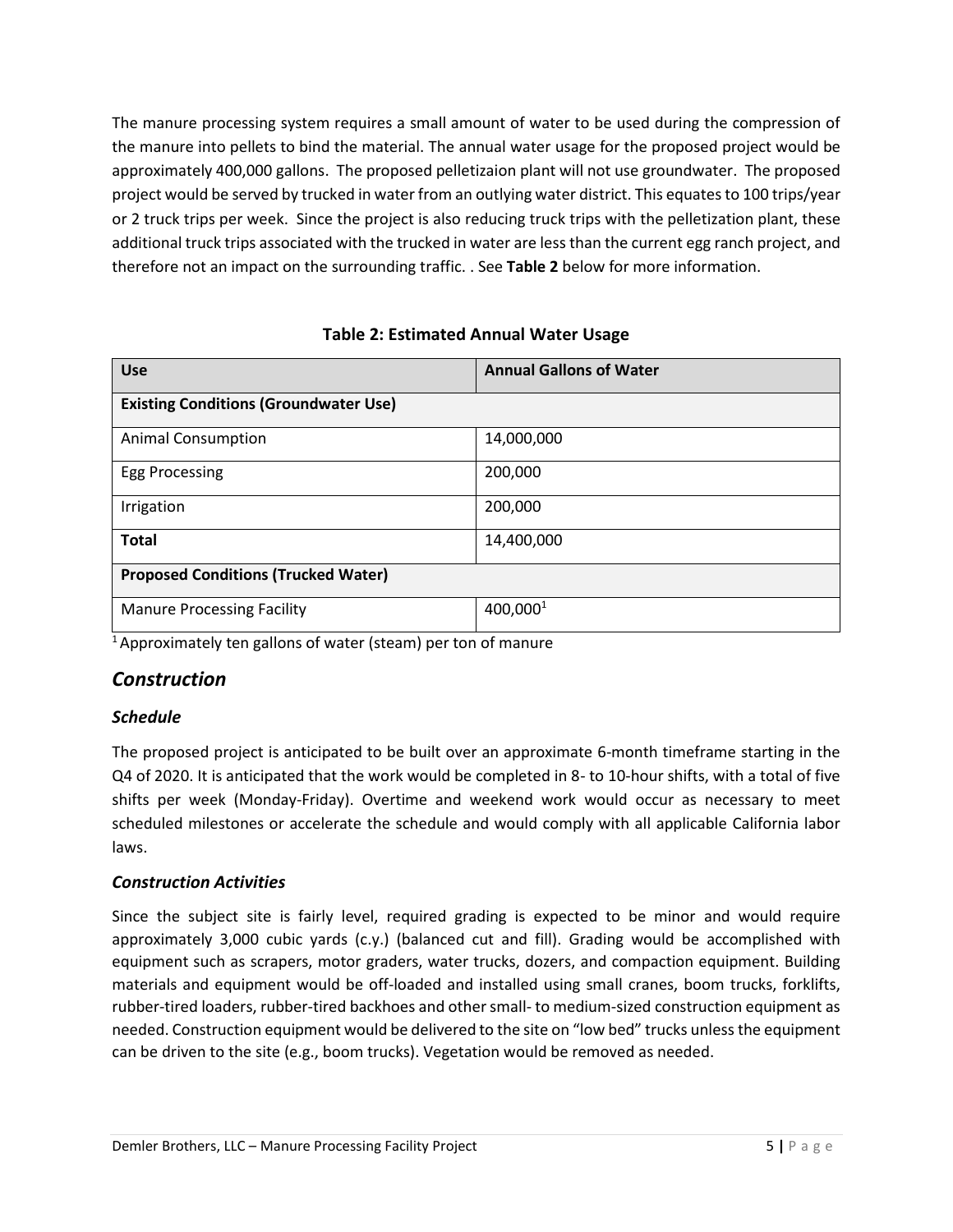The manure processing system requires a small amount of water to be used during the compression of the manure into pellets to bind the material. The annual water usage for the proposed project would be approximately 400,000 gallons. The proposed pelletizaion plant will not use groundwater. The proposed project would be served by trucked in water from an outlying water district. This equates to 100 trips/year or 2 truck trips per week. Since the project is also reducing truck trips with the pelletization plant, these additional truck trips associated with the trucked in water are less than the current egg ranch project, and therefore not an impact on the surrounding traffic. . See **Table 2** below for more information.

**Table 2: Estimated Annual Water Usage**

| Use | Annual Gallons of Water |
|---|---|
| **Existing Conditions (Groundwater Use)** | |
| Animal Consumption | 14,000,000 |
| Egg Processing | 200,000 |
| Irrigation | 200,000 |
| **Total** | 14,400,000 |
| **Proposed Conditions (Trucked Water)** | |
| Manure Processing Facility | 400,000[1] |

[1] Approximately ten gallons of water (steam) per ton of manure

## *Construction*

### *Schedule*

The proposed project is anticipated to be built over an approximate 6-month timeframe starting in the Q4 of 2020. It is anticipated that the work would be completed in 8- to 10-hour shifts, with a total of five shifts per week (Monday-Friday). Overtime and weekend work would occur as necessary to meet scheduled milestones or accelerate the schedule and would comply with all applicable California labor laws.

### *Construction Activities*

Since the subject site is fairly level, required grading is expected to be minor and would require approximately 3,000 cubic yards (c.y.) (balanced cut and fill). Grading would be accomplished with equipment such as scrapers, motor graders, water trucks, dozers, and compaction equipment. Building materials and equipment would be off-loaded and installed using small cranes, boom trucks, forklifts, rubber-tired loaders, rubber-tired backhoes and other small- to medium-sized construction equipment as needed. Construction equipment would be delivered to the site on "low bed" trucks unless the equipment can be driven to the site (e.g., boom trucks). Vegetation would be removed as needed.